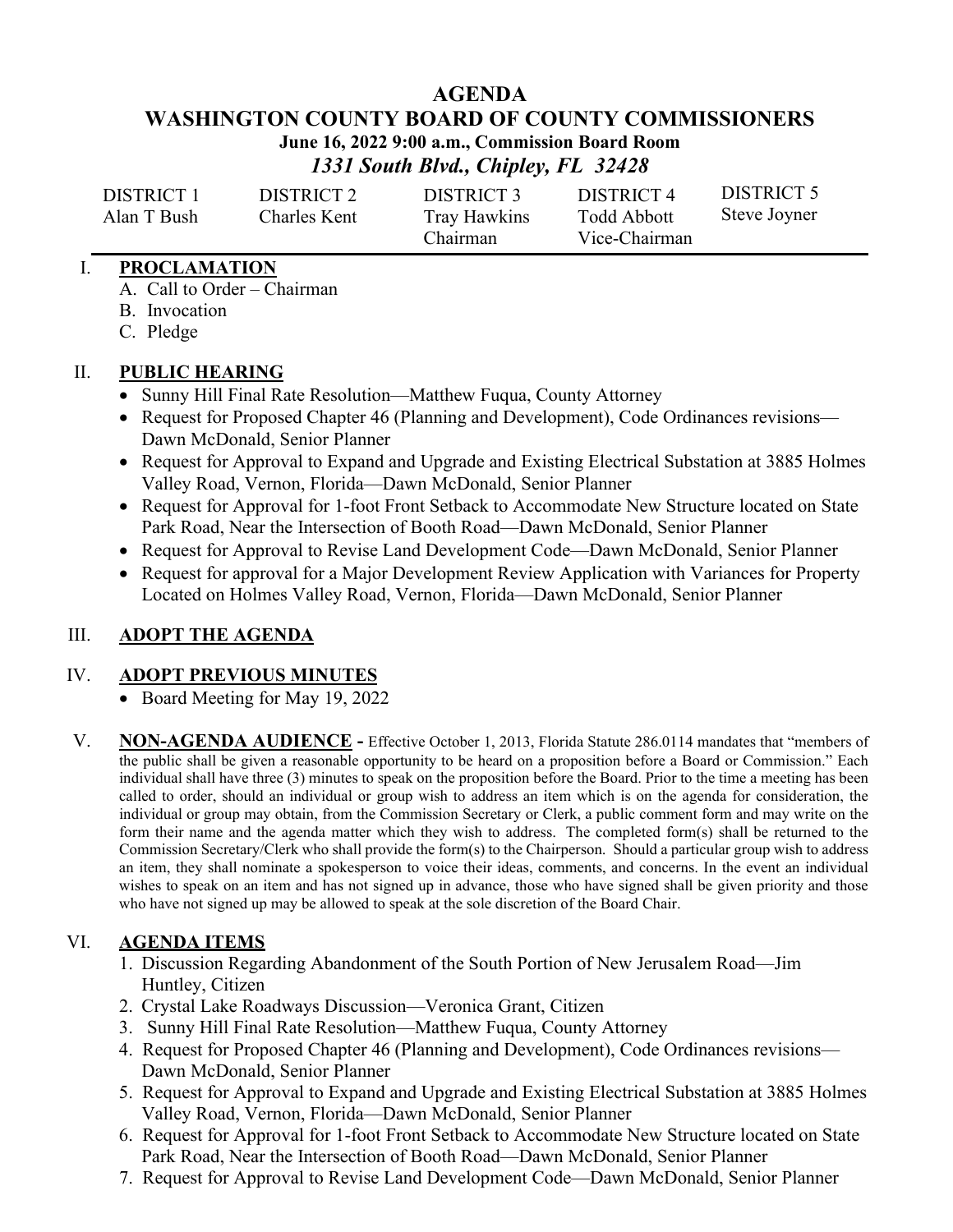# AGENDA

## WASHINGTON COUNTY BOARD OF COUNTY COMMISSIONERS

**June 16, 2022 9:00 a.m., Commission Board Room**

***1331 South Blvd., Chipley, FL 32428***

| DISTRICT 1 | DISTRICT 2 | DISTRICT 3 | DISTRICT 4 | DISTRICT 5 |
|---|---|---|---|---|
| Alan T Bush | Charles Kent | Tray Hawkins<br>Chairman | Todd Abbott<br>Vice-Chairman | Steve Joyner |

I. **PROCLAMATION**
   - A. Call to Order – Chairman
   - B. Invocation
   - C. Pledge

II. **PUBLIC HEARING**
   - Sunny Hill Final Rate Resolution—Matthew Fuqua, County Attorney
   - Request for Proposed Chapter 46 (Planning and Development), Code Ordinances revisions—Dawn McDonald, Senior Planner
   - Request for Approval to Expand and Upgrade and Existing Electrical Substation at 3885 Holmes Valley Road, Vernon, Florida—Dawn McDonald, Senior Planner
   - Request for Approval for 1-foot Front Setback to Accommodate New Structure located on State Park Road, Near the Intersection of Booth Road—Dawn McDonald, Senior Planner
   - Request for Approval to Revise Land Development Code—Dawn McDonald, Senior Planner
   - Request for approval for a Major Development Review Application with Variances for Property Located on Holmes Valley Road, Vernon, Florida—Dawn McDonald, Senior Planner

III. **ADOPT THE AGENDA**

IV. **ADOPT PREVIOUS MINUTES**
   - Board Meeting for May 19, 2022

V. **NON-AGENDA AUDIENCE -** Effective October 1, 2013, Florida Statute 286.0114 mandates that "members of the public shall be given a reasonable opportunity to be heard on a proposition before a Board or Commission." Each individual shall have three (3) minutes to speak on the proposition before the Board. Prior to the time a meeting has been called to order, should an individual or group wish to address an item which is on the agenda for consideration, the individual or group may obtain, from the Commission Secretary or Clerk, a public comment form and may write on the form their name and the agenda matter which they wish to address. The completed form(s) shall be returned to the Commission Secretary/Clerk who shall provide the form(s) to the Chairperson. Should a particular group wish to address an item, they shall nominate a spokesperson to voice their ideas, comments, and concerns. In the event an individual wishes to speak on an item and has not signed up in advance, those who have signed shall be given priority and those who have not signed up may be allowed to speak at the sole discretion of the Board Chair.

VI. **AGENDA ITEMS**
   1. Discussion Regarding Abandonment of the South Portion of New Jerusalem Road—Jim Huntley, Citizen
   2. Crystal Lake Roadways Discussion—Veronica Grant, Citizen
   3. Sunny Hill Final Rate Resolution—Matthew Fuqua, County Attorney
   4. Request for Proposed Chapter 46 (Planning and Development), Code Ordinances revisions—Dawn McDonald, Senior Planner
   5. Request for Approval to Expand and Upgrade and Existing Electrical Substation at 3885 Holmes Valley Road, Vernon, Florida—Dawn McDonald, Senior Planner
   6. Request for Approval for 1-foot Front Setback to Accommodate New Structure located on State Park Road, Near the Intersection of Booth Road—Dawn McDonald, Senior Planner
   7. Request for Approval to Revise Land Development Code—Dawn McDonald, Senior Planner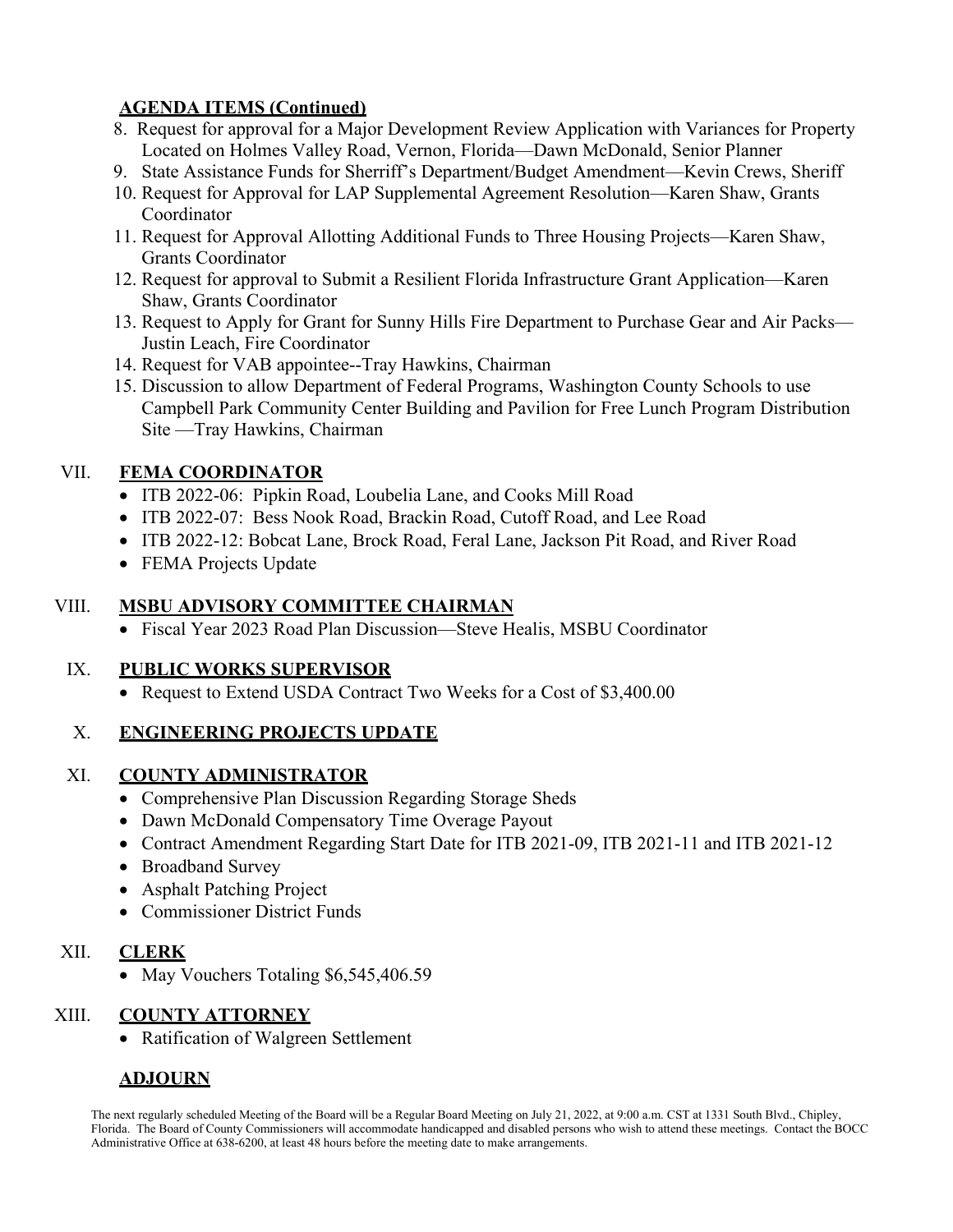**AGENDA ITEMS (Continued)**

8. Request for approval for a Major Development Review Application with Variances for Property Located on Holmes Valley Road, Vernon, Florida—Dawn McDonald, Senior Planner
9. State Assistance Funds for Sherriff's Department/Budget Amendment—Kevin Crews, Sheriff
10. Request for Approval for LAP Supplemental Agreement Resolution—Karen Shaw, Grants Coordinator
11. Request for Approval Allotting Additional Funds to Three Housing Projects—Karen Shaw, Grants Coordinator
12. Request for approval to Submit a Resilient Florida Infrastructure Grant Application—Karen Shaw, Grants Coordinator
13. Request to Apply for Grant for Sunny Hills Fire Department to Purchase Gear and Air Packs—Justin Leach, Fire Coordinator
14. Request for VAB appointee--Tray Hawkins, Chairman
15. Discussion to allow Department of Federal Programs, Washington County Schools to use Campbell Park Community Center Building and Pavilion for Free Lunch Program Distribution Site —Tray Hawkins, Chairman

## VII. FEMA COORDINATOR

- ITB 2022-06: Pipkin Road, Loubelia Lane, and Cooks Mill Road
- ITB 2022-07: Bess Nook Road, Brackin Road, Cutoff Road, and Lee Road
- ITB 2022-12: Bobcat Lane, Brock Road, Feral Lane, Jackson Pit Road, and River Road
- FEMA Projects Update

## VIII. MSBU ADVISORY COMMITTEE CHAIRMAN

- Fiscal Year 2023 Road Plan Discussion—Steve Healis, MSBU Coordinator

## IX. PUBLIC WORKS SUPERVISOR

- Request to Extend USDA Contract Two Weeks for a Cost of $3,400.00

## X. ENGINEERING PROJECTS UPDATE

## XI. COUNTY ADMINISTRATOR

- Comprehensive Plan Discussion Regarding Storage Sheds
- Dawn McDonald Compensatory Time Overage Payout
- Contract Amendment Regarding Start Date for ITB 2021-09, ITB 2021-11 and ITB 2021-12
- Broadband Survey
- Asphalt Patching Project
- Commissioner District Funds

## XII. CLERK

- May Vouchers Totaling $6,545,406.59

## XIII. COUNTY ATTORNEY

- Ratification of Walgreen Settlement

## ADJOURN

The next regularly scheduled Meeting of the Board will be a Regular Board Meeting on July 21, 2022, at 9:00 a.m. CST at 1331 South Blvd., Chipley, Florida. The Board of County Commissioners will accommodate handicapped and disabled persons who wish to attend these meetings. Contact the BOCC Administrative Office at 638-6200, at least 48 hours before the meeting date to make arrangements.